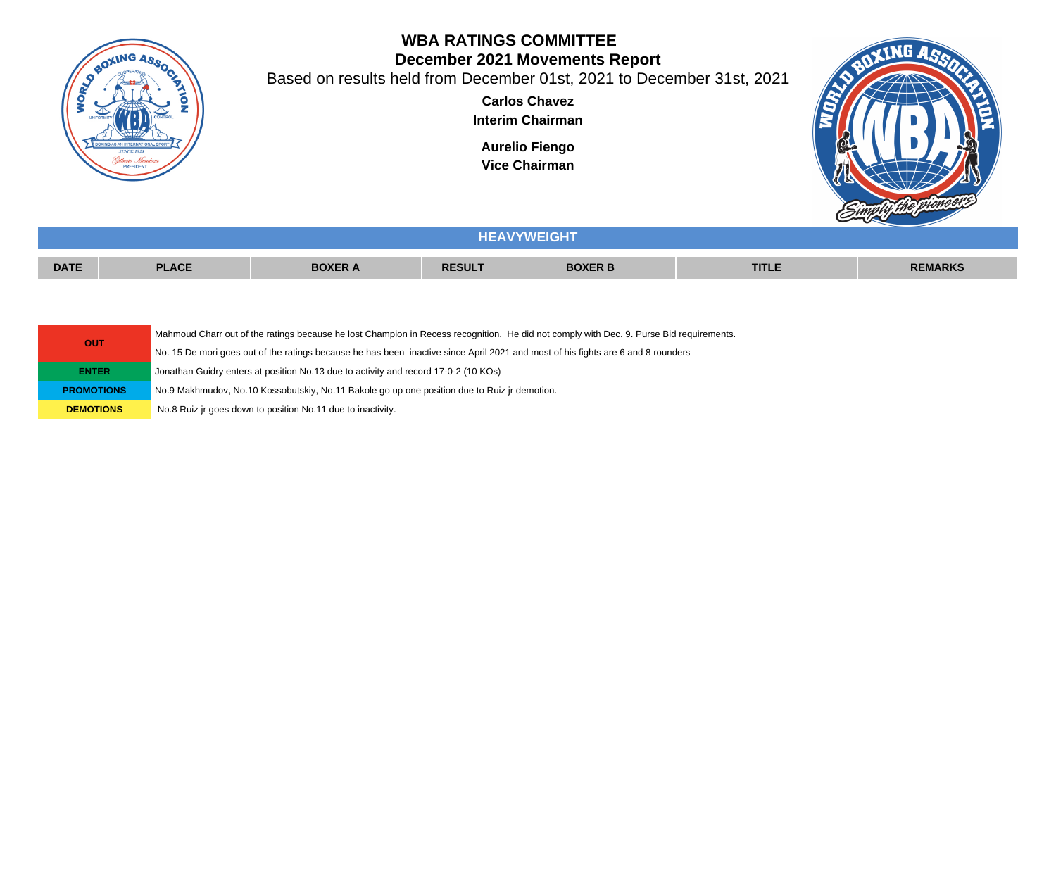# WBA RATINGS COMMITTEE

## December 2021 Movements Report

Based on results held from December 01st, 2021 to December 31st, 2021

**Carlos Chavez**
**Interim Chairman**

**Aurelio Fiengo**
**Vice Chairman**

## HEAVYWEIGHT

| DATE | PLACE | BOXER A | RESULT | BOXER B | TITLE | REMARKS |
|---|---|---|---|---|---|---|

| | |
|---|---|
| **OUT** | Mahmoud Charr out of the ratings because he lost Champion in Recess recognition. He did not comply with Dec. 9. Purse Bid requirements. |
| | No. 15 De mori goes out of the ratings because he has been inactive since April 2021 and most of his fights are 6 and 8 rounders |
| **ENTER** | Jonathan Guidry enters at position No.13 due to activity and record 17-0-2 (10 KOs) |
| **PROMOTIONS** | No.9 Makhmudov, No.10 Kossobutskiy, No.11 Bakole go up one position due to Ruiz jr demotion. |
| **DEMOTIONS** | No.8 Ruiz jr goes down to position No.11 due to inactivity. |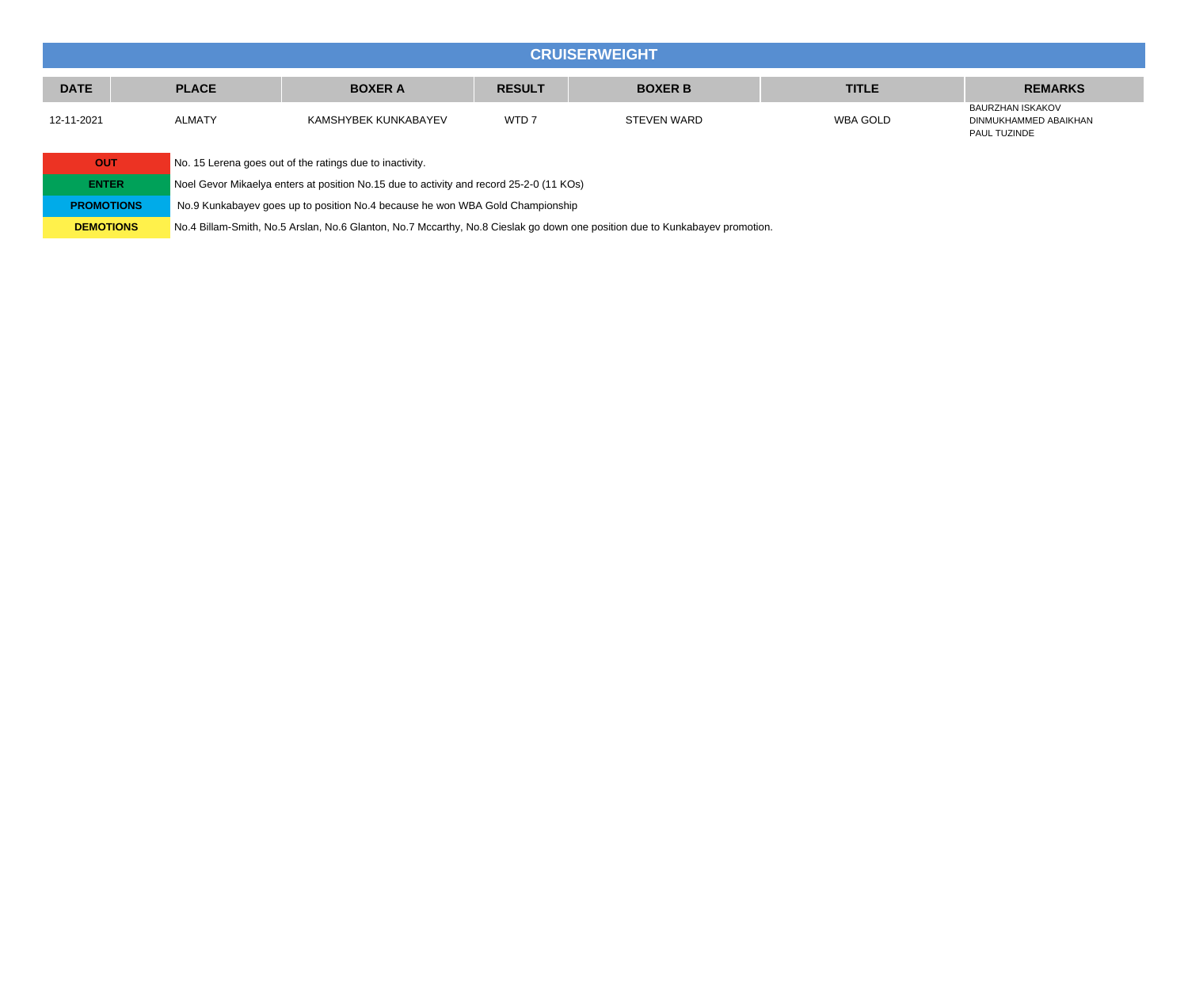## CRUISERWEIGHT

| DATE | PLACE | BOXER A | RESULT | BOXER B | TITLE | REMARKS |
|---|---|---|---|---|---|---|
| 12-11-2021 | ALMATY | KAMSHYBEK KUNKABAYEV | WTD 7 | STEVEN WARD | WBA GOLD | BAURZHAN ISKAKOV<br>DINMUKHAMMED ABAIKHAN<br>PAUL TUZINDE |

| | |
|---|---|
| **OUT** | No. 15 Lerena goes out of the ratings due to inactivity. |
| **ENTER** | Noel Gevor Mikaelya enters at position No.15 due to activity and record 25-2-0 (11 KOs) |
| **PROMOTIONS** | No.9 Kunkabayev goes up to position No.4 because he won WBA Gold Championship |
| **DEMOTIONS** | No.4 Billam-Smith, No.5 Arslan, No.6 Glanton, No.7 Mccarthy, No.8 Cieslak go down one position due to Kunkabayev promotion. |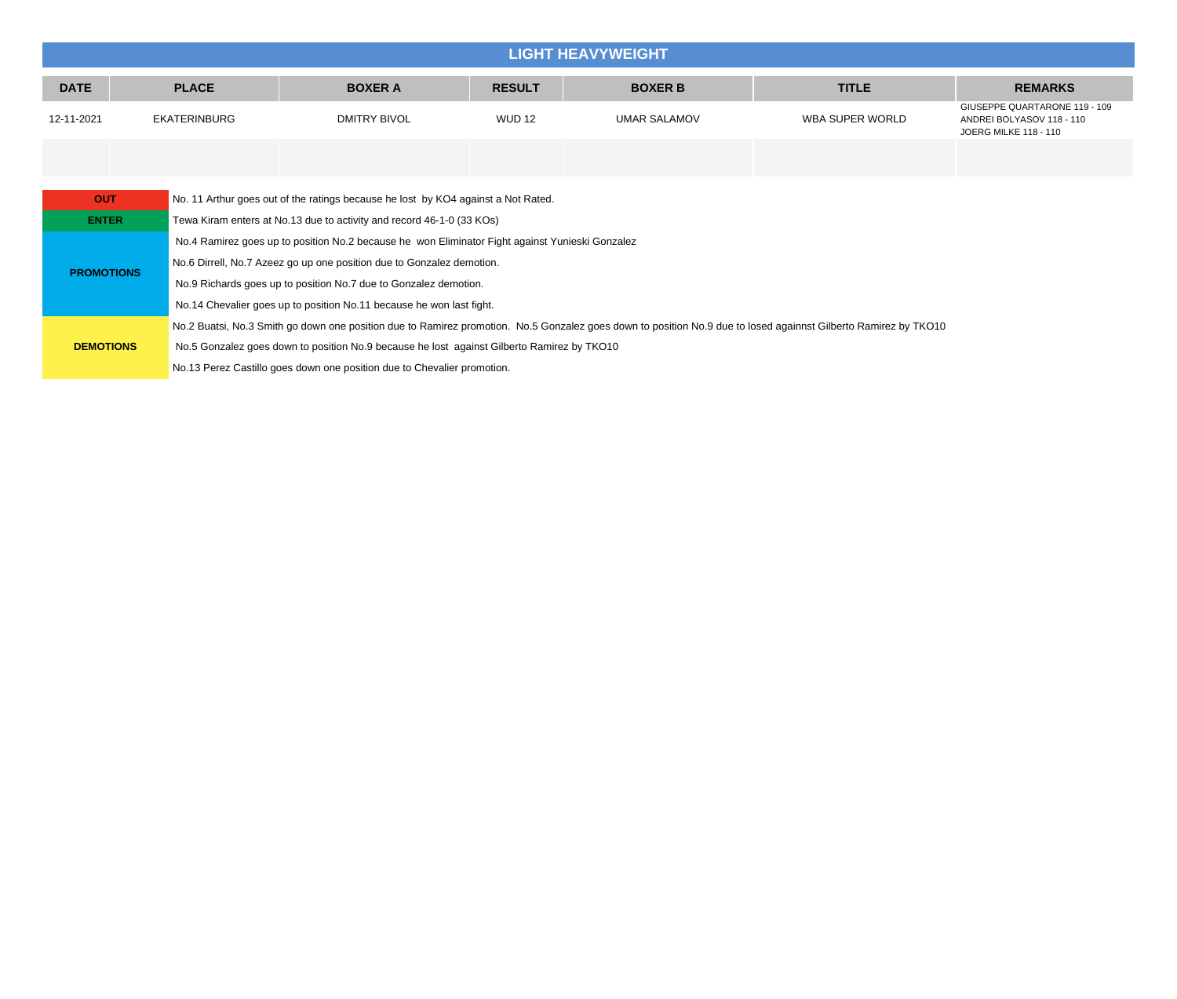## LIGHT HEAVYWEIGHT

| DATE | PLACE | BOXER A | RESULT | BOXER B | TITLE | REMARKS |
|---|---|---|---|---|---|---|
| 12-11-2021 | EKATERINBURG | DMITRY BIVOL | WUD 12 | UMAR SALAMOV | WBA SUPER WORLD | GIUSEPPE QUARTARONE 119 - 109<br>ANDREI BOLYASOV 118 - 110<br>JOERG MILKE 118 - 110 |
| | | | | | | |

| | |
|---|---|
| **OUT** | No. 11 Arthur goes out of the ratings because he lost by KO4 against a Not Rated. |
| **ENTER** | Tewa Kiram enters at No.13 due to activity and record 46-1-0 (33 KOs) |
| **PROMOTIONS** | No.4 Ramirez goes up to position No.2 because he won Eliminator Fight against Yunieski Gonzalez |
| | No.6 Dirrell, No.7 Azeez go up one position due to Gonzalez demotion. |
| | No.9 Richards goes up to position No.7 due to Gonzalez demotion. |
| | No.14 Chevalier goes up to position No.11 because he won last fight. |
| **DEMOTIONS** | No.2 Buatsi, No.3 Smith go down one position due to Ramirez promotion. No.5 Gonzalez goes down to position No.9 due to losed againnst Gilberto Ramirez by TKO10 |
| | No.5 Gonzalez goes down to position No.9 because he lost against Gilberto Ramirez by TKO10 |
| | No.13 Perez Castillo goes down one position due to Chevalier promotion. |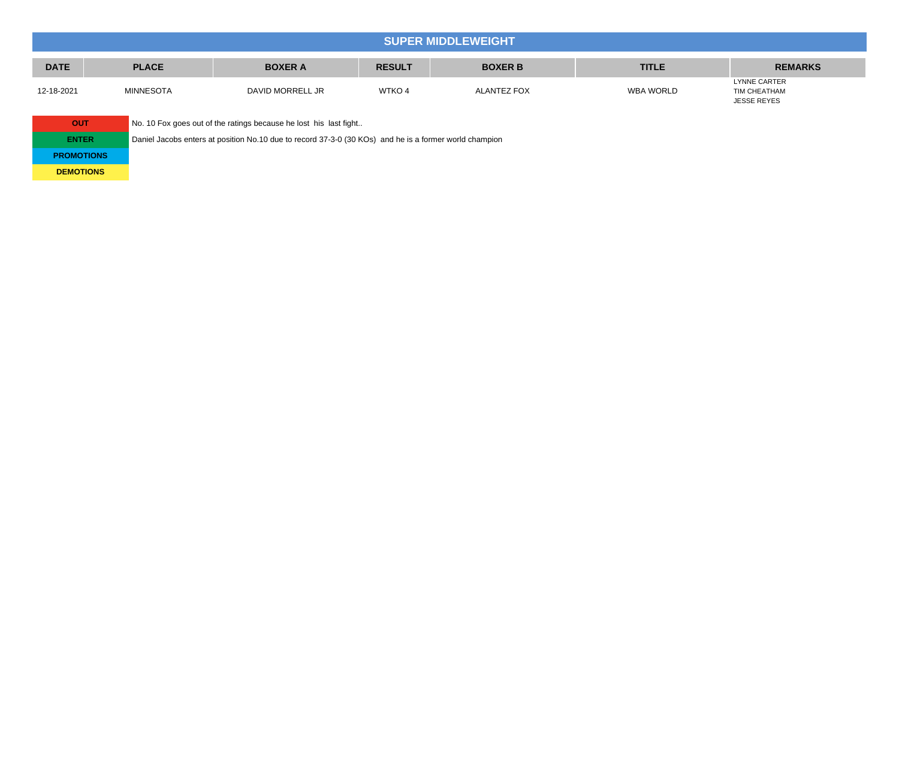## SUPER MIDDLEWEIGHT

| DATE | PLACE | BOXER A | RESULT | BOXER B | TITLE | REMARKS |
|---|---|---|---|---|---|---|
| 12-18-2021 | MINNESOTA | DAVID MORRELL JR | WTKO 4 | ALANTEZ FOX | WBA WORLD | LYNNE CARTER<br>TIM CHEATHAM<br>JESSE REYES |

| | |
|---|---|
| **OUT** | No. 10 Fox goes out of the ratings because he lost his last fight.. |
| **ENTER** | Daniel Jacobs enters at position No.10 due to record 37-3-0 (30 KOs) and he is a former world champion |
| **PROMOTIONS** | |
| **DEMOTIONS** | |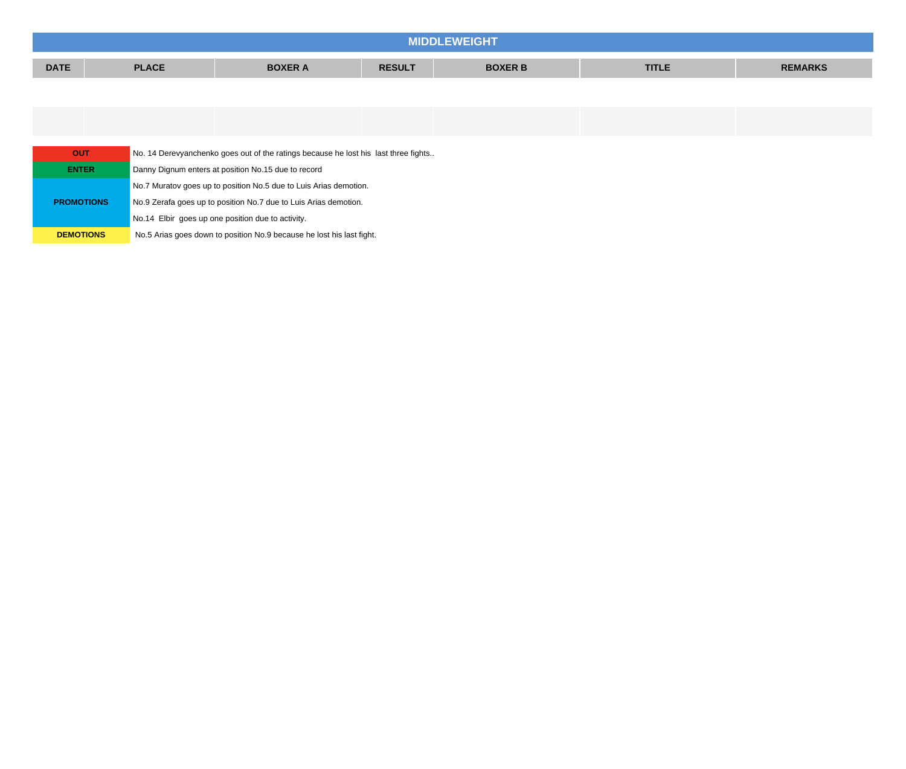## MIDDLEWEIGHT

| DATE | PLACE | BOXER A | RESULT | BOXER B | TITLE | REMARKS |
|---|---|---|---|---|---|---|
| | | | | | | |
| | | | | | | |

| | |
|---|---|
| **OUT** | No. 14 Derevyanchenko goes out of the ratings because he lost his last three fights.. |
| **ENTER** | Danny Dignum enters at position No.15 due to record |
| **PROMOTIONS** | No.7 Muratov goes up to position No.5 due to Luis Arias demotion. |
| | No.9 Zerafa goes up to position No.7 due to Luis Arias demotion. |
| | No.14 Elbir goes up one position due to activity. |
| **DEMOTIONS** | No.5 Arias goes down to position No.9 because he lost his last fight. |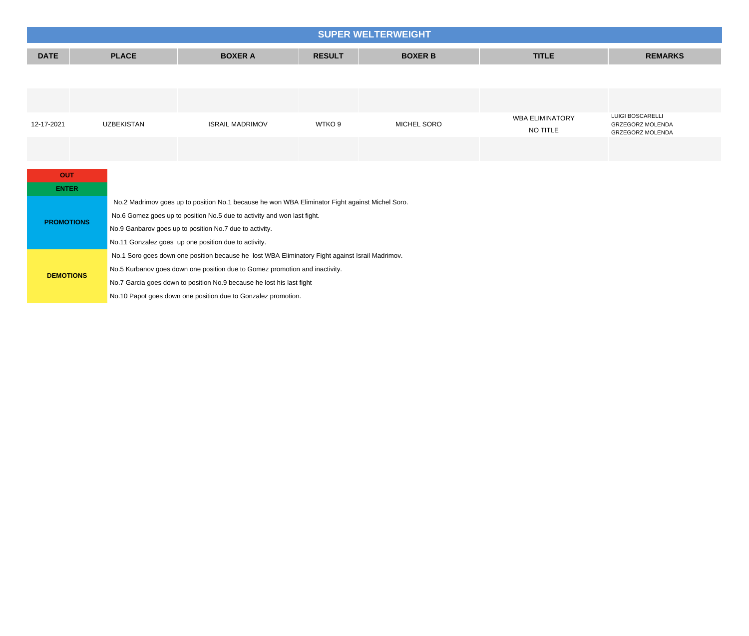## SUPER WELTERWEIGHT

| DATE | PLACE | BOXER A | RESULT | BOXER B | TITLE | REMARKS |
|---|---|---|---|---|---|---|
| | | | | | | |
| 12-17-2021 | UZBEKISTAN | ISRAIL MADRIMOV | WTKO 9 | MICHEL SORO | WBA ELIMINATORY<br>NO TITLE | LUIGI BOSCARELLI<br>GRZEGORZ MOLENDA<br>GRZEGORZ MOLENDA |
| | | | | | | |

**OUT**

**ENTER**

**PROMOTIONS**

- No.2 Madrimov goes up to position No.1 because he won WBA Eliminator Fight against Michel Soro.
- No.6 Gomez goes up to position No.5 due to activity and won last fight.
- No.9 Ganbarov goes up to position No.7 due to activity.
- No.11 Gonzalez goes up one position due to activity.

**DEMOTIONS**

- No.1 Soro goes down one position because he lost WBA Eliminatory Fight against Israil Madrimov.
- No.5 Kurbanov goes down one position due to Gomez promotion and inactivity.
- No.7 Garcia goes down to position No.9 because he lost his last fight
- No.10 Papot goes down one position due to Gonzalez promotion.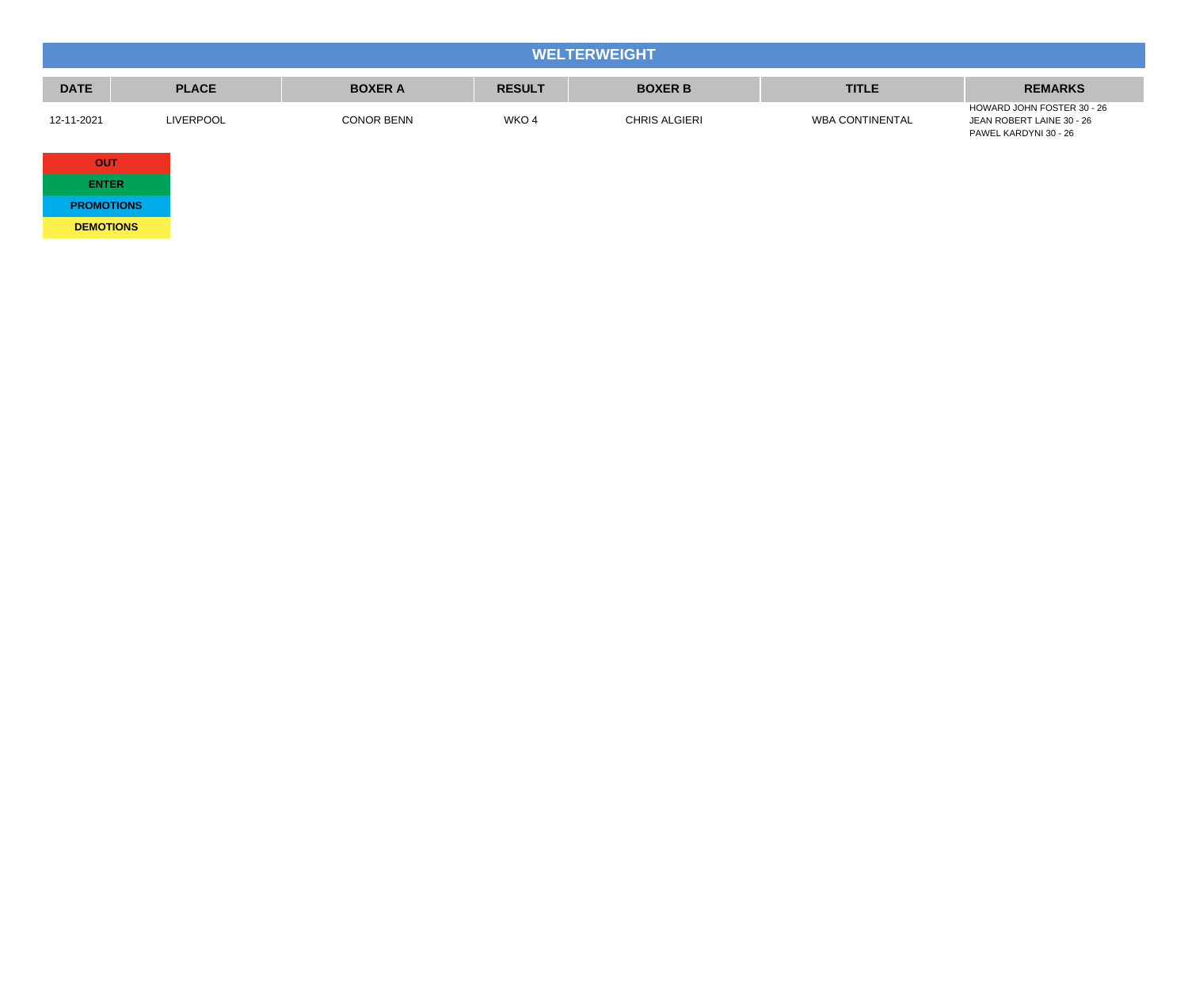## WELTERWEIGHT

| DATE | PLACE | BOXER A | RESULT | BOXER B | TITLE | REMARKS |
| --- | --- | --- | --- | --- | --- | --- |
| 12-11-2021 | LIVERPOOL | CONOR BENN | WKO 4 | CHRIS ALGIERI | WBA CONTINENTAL | HOWARD JOHN FOSTER 30 - 26<br>JEAN ROBERT LAINE 30 - 26<br>PAWEL KARDYNI 30 - 26 |

| |
| --- |
| OUT |
| ENTER |
| PROMOTIONS |
| DEMOTIONS |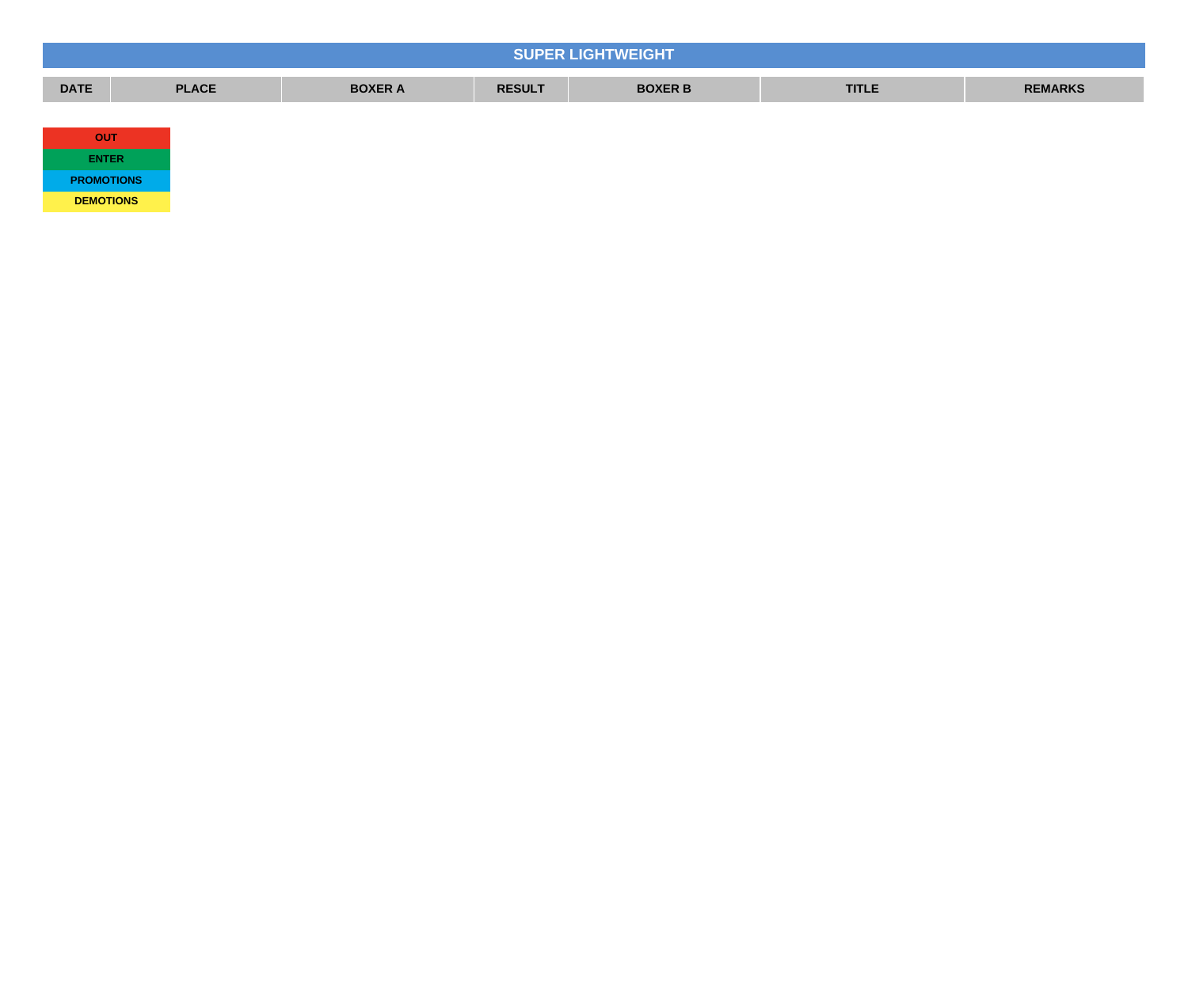## SUPER LIGHTWEIGHT

| DATE | PLACE | BOXER A | RESULT | BOXER B | TITLE | REMARKS |
|---|---|---|---|---|---|---|

| |
|---|
| OUT |
| ENTER |
| PROMOTIONS |
| DEMOTIONS |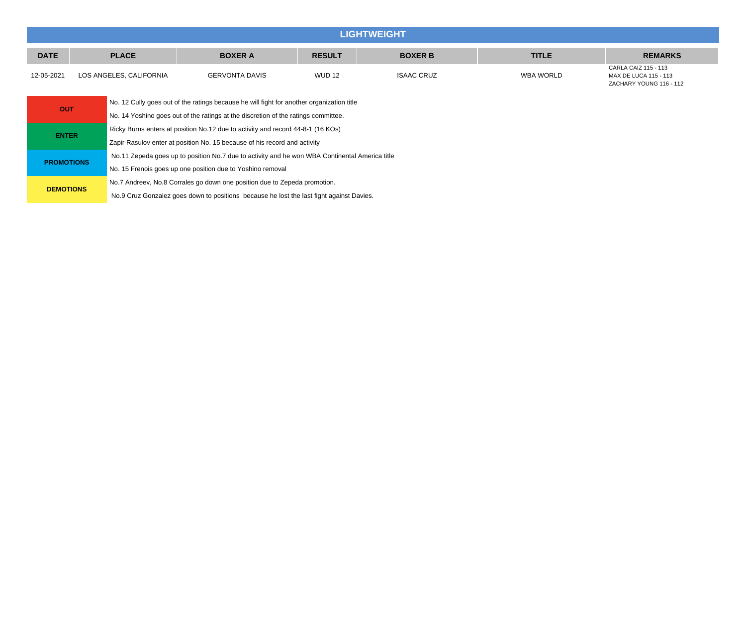## LIGHTWEIGHT

| DATE | PLACE | BOXER A | RESULT | BOXER B | TITLE | REMARKS |
|---|---|---|---|---|---|---|
| 12-05-2021 | LOS ANGELES, CALIFORNIA | GERVONTA DAVIS | WUD 12 | ISAAC CRUZ | WBA WORLD | CARLA CAIZ 115 - 113<br>MAX DE LUCA 115 - 113<br>ZACHARY YOUNG 116 - 112 |

| | |
|---|---|
| **OUT** | No. 12 Cully goes out of the ratings because he will fight for another organization title |
| | No. 14 Yoshino goes out of the ratings at the discretion of the ratings committee. |
| **ENTER** | Ricky Burns enters at position No.12 due to activity and record 44-8-1 (16 KOs) |
| | Zapir Rasulov enter at position No. 15 because of his record and activity |
| **PROMOTIONS** | No.11 Zepeda goes up to position No.7 due to activity and he won WBA Continental America title |
| | No. 15 Frenois goes up one position due to Yoshino removal |
| **DEMOTIONS** | No.7 Andreev, No.8 Corrales go down one position due to Zepeda promotion. |
| | No.9 Cruz Gonzalez goes down to positions because he lost the last fight against Davies. |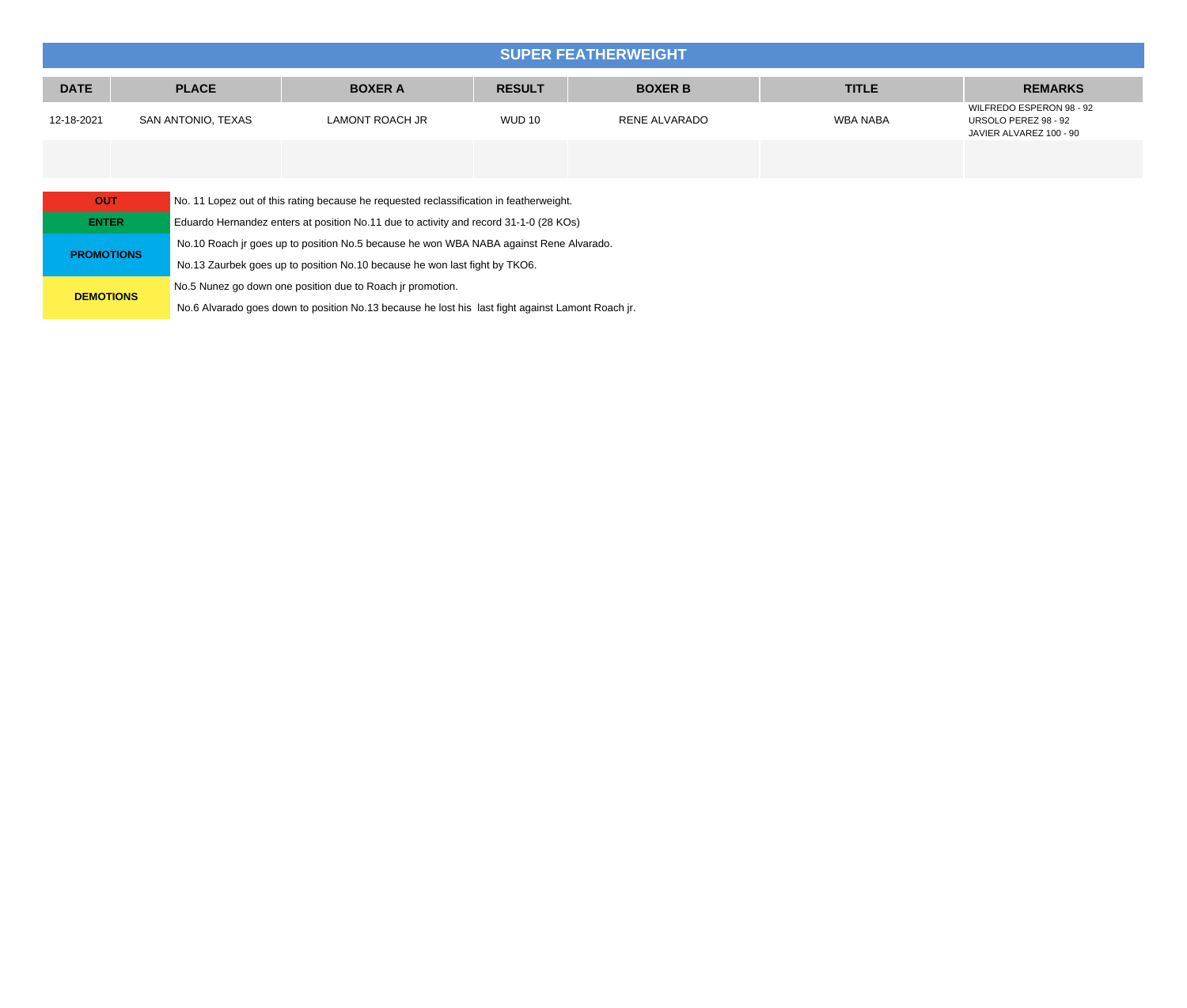## SUPER FEATHERWEIGHT

| DATE | PLACE | BOXER A | RESULT | BOXER B | TITLE | REMARKS |
| --- | --- | --- | --- | --- | --- | --- |
| 12-18-2021 | SAN ANTONIO, TEXAS | LAMONT ROACH JR | WUD 10 | RENE ALVARADO | WBA NABA | WILFREDO ESPERON 98 - 92<br>URSOLO PEREZ 98 - 92<br>JAVIER ALVAREZ 100 - 90 |
| | | | | | | |

| | |
| --- | --- |
| **OUT** | No. 11 Lopez out of this rating because he requested reclassification in featherweight. |
| **ENTER** | Eduardo Hernandez enters at position No.11 due to activity and record 31-1-0 (28 KOs) |
| **PROMOTIONS** | No.10 Roach jr goes up to position No.5 because he won WBA NABA against Rene Alvarado.<br>No.13 Zaurbek goes up to position No.10 because he won last fight by TKO6. |
| **DEMOTIONS** | No.5 Nunez go down one position due to Roach jr promotion.<br>No.6 Alvarado goes down to position No.13 because he lost his last fight against Lamont Roach jr. |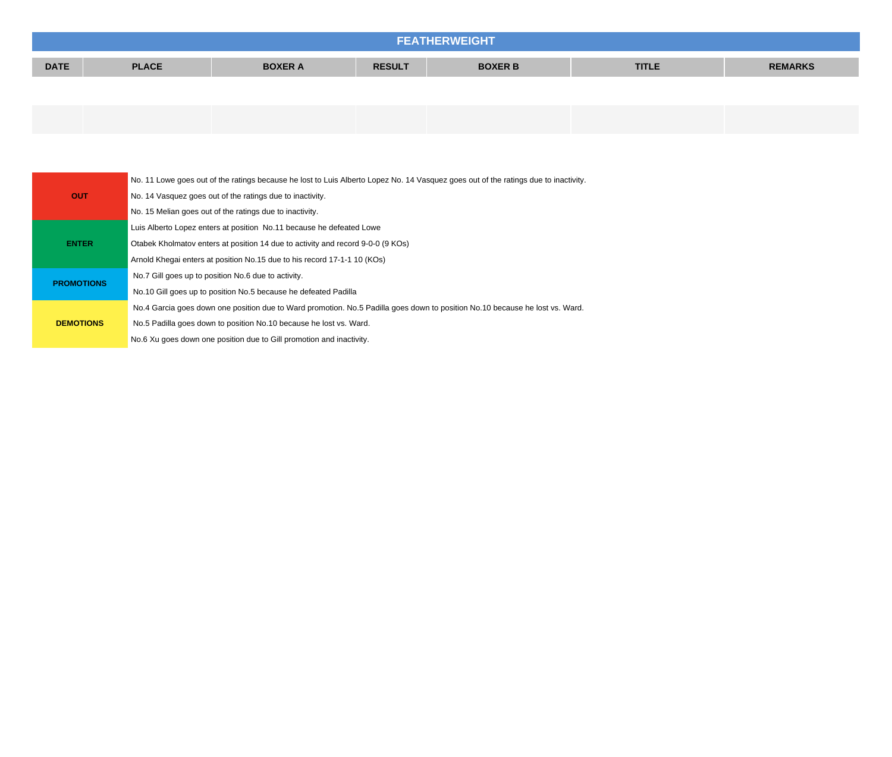## FEATHERWEIGHT

| DATE | PLACE | BOXER A | RESULT | BOXER B | TITLE | REMARKS |
|---|---|---|---|---|---|---|
| | | | | | | |
| | | | | | | |

| | |
|---|---|
| **OUT** | No. 11 Lowe goes out of the ratings because he lost to Luis Alberto Lopez No. 14 Vasquez goes out of the ratings due to inactivity. |
| | No. 14 Vasquez goes out of the ratings due to inactivity. |
| | No. 15 Melian goes out of the ratings due to inactivity. |
| **ENTER** | Luis Alberto Lopez enters at position No.11 because he defeated Lowe |
| | Otabek Kholmatov enters at position 14 due to activity and record 9-0-0 (9 KOs) |
| | Arnold Khegai enters at position No.15 due to his record 17-1-1 10 (KOs) |
| **PROMOTIONS** | No.7 Gill goes up to position No.6 due to activity. |
| | No.10 Gill goes up to position No.5 because he defeated Padilla |
| **DEMOTIONS** | No.4 Garcia goes down one position due to Ward promotion. No.5 Padilla goes down to position No.10 because he lost vs. Ward. |
| | No.5 Padilla goes down to position No.10 because he lost vs. Ward. |
| | No.6 Xu goes down one position due to Gill promotion and inactivity. |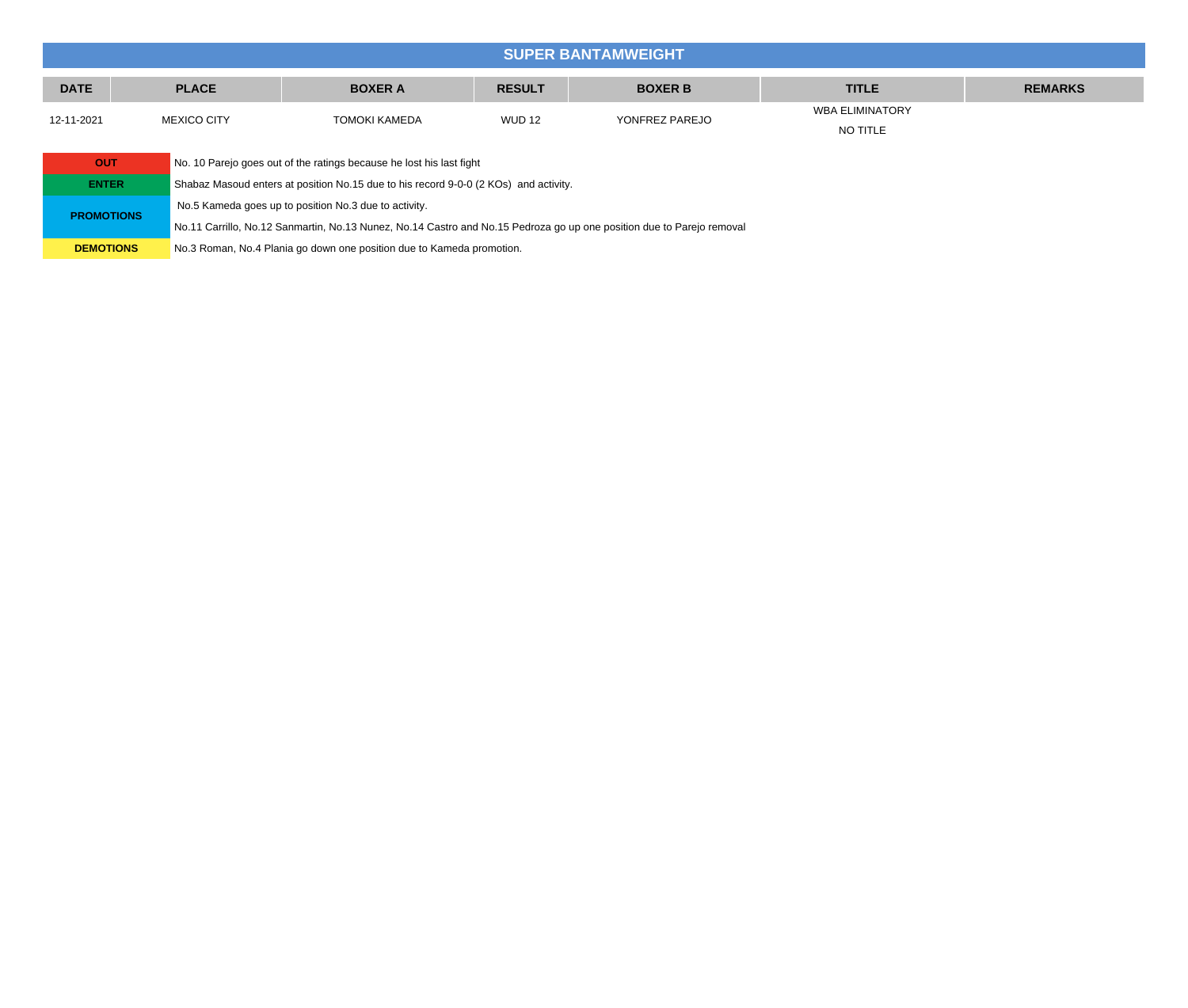## SUPER BANTAMWEIGHT

| DATE | PLACE | BOXER A | RESULT | BOXER B | TITLE | REMARKS |
|---|---|---|---|---|---|---|
| 12-11-2021 | MEXICO CITY | TOMOKI KAMEDA | WUD 12 | YONFREZ PAREJO | WBA ELIMINATORY<br>NO TITLE | |

| | |
|---|---|
| **OUT** | No. 10 Parejo goes out of the ratings because he lost his last fight |
| **ENTER** | Shabaz Masoud enters at position No.15 due to his record 9-0-0 (2 KOs) and activity. |
| **PROMOTIONS** | No.5 Kameda goes up to position No.3 due to activity.<br>No.11 Carrillo, No.12 Sanmartin, No.13 Nunez, No.14 Castro and No.15 Pedroza go up one position due to Parejo removal |
| **DEMOTIONS** | No.3 Roman, No.4 Plania go down one position due to Kameda promotion. |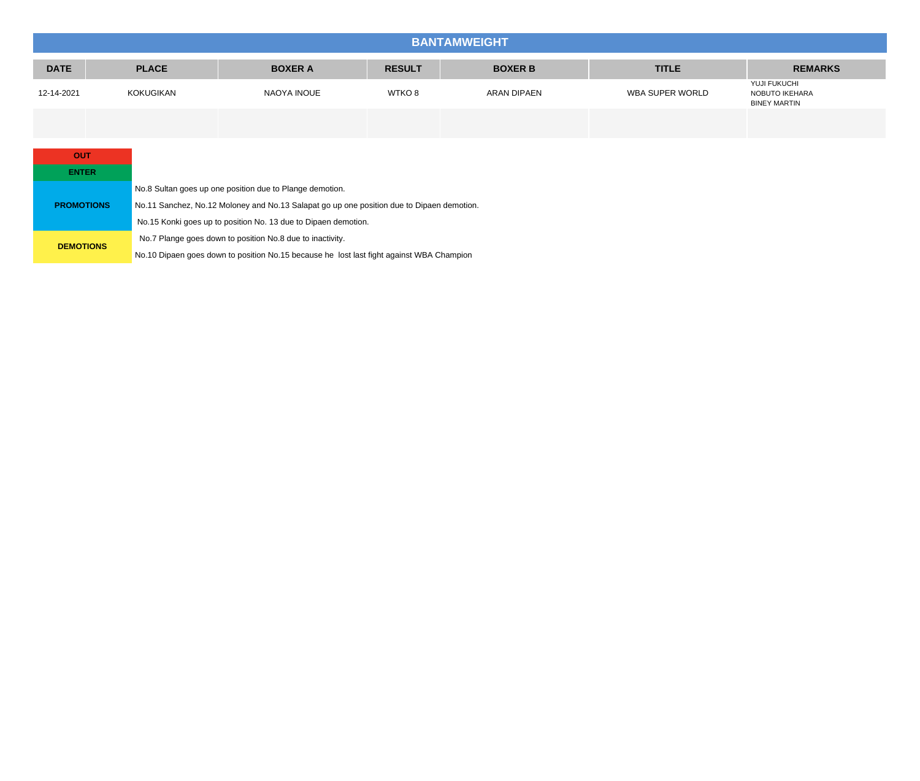# BANTAMWEIGHT

| DATE | PLACE | BOXER A | RESULT | BOXER B | TITLE | REMARKS |
|---|---|---|---|---|---|---|
| 12-14-2021 | KOKUGIKAN | NAOYA INOUE | WTKO 8 | ARAN DIPAEN | WBA SUPER WORLD | YUJI FUKUCHI<br>NOBUTO IKEHARA<br>BINEY MARTIN |
| | | | | | | |

**OUT**

**ENTER**

**PROMOTIONS**

No.8 Sultan goes up one position due to Plange demotion.

No.11 Sanchez, No.12 Moloney and No.13 Salapat go up one position due to Dipaen demotion.

No.15 Konki goes up to position No. 13 due to Dipaen demotion.

**DEMOTIONS**

No.7 Plange goes down to position No.8 due to inactivity.

No.10 Dipaen goes down to position No.15 because he lost last fight against WBA Champion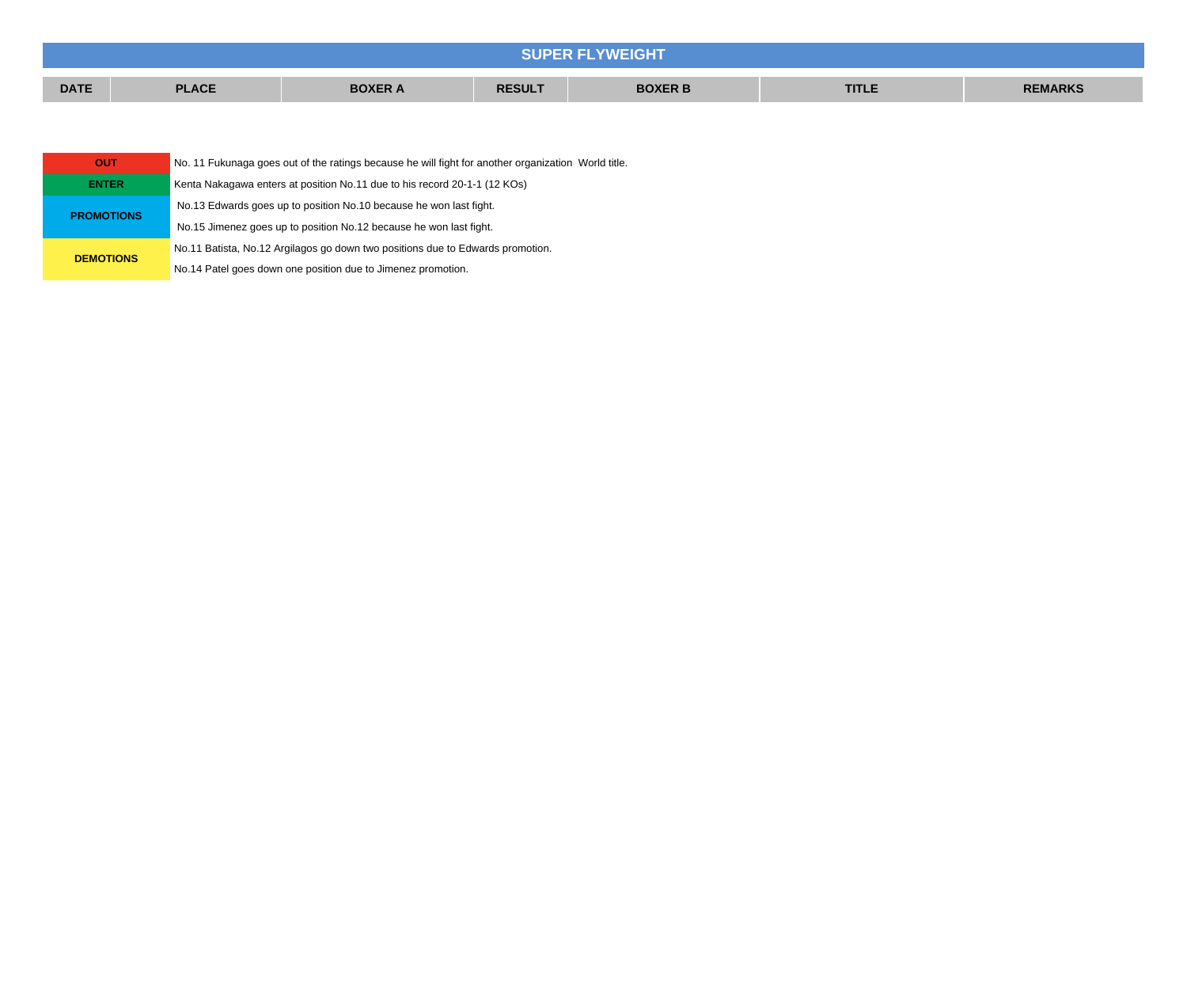## SUPER FLYWEIGHT

| DATE | PLACE | BOXER A | RESULT | BOXER B | TITLE | REMARKS |
|---|---|---|---|---|---|---|

| | |
|---|---|
| **OUT** | No. 11 Fukunaga goes out of the ratings because he will fight for another organization  World title. |
| **ENTER** | Kenta Nakagawa enters at position No.11 due to his record 20-1-1 (12 KOs) |
| **PROMOTIONS** | No.13 Edwards goes up to position No.10 because he won last fight. |
| | No.15 Jimenez goes up to position No.12 because he won last fight. |
| **DEMOTIONS** | No.11 Batista, No.12 Argilagos go down two positions due to Edwards promotion. |
| | No.14 Patel goes down one position due to Jimenez promotion. |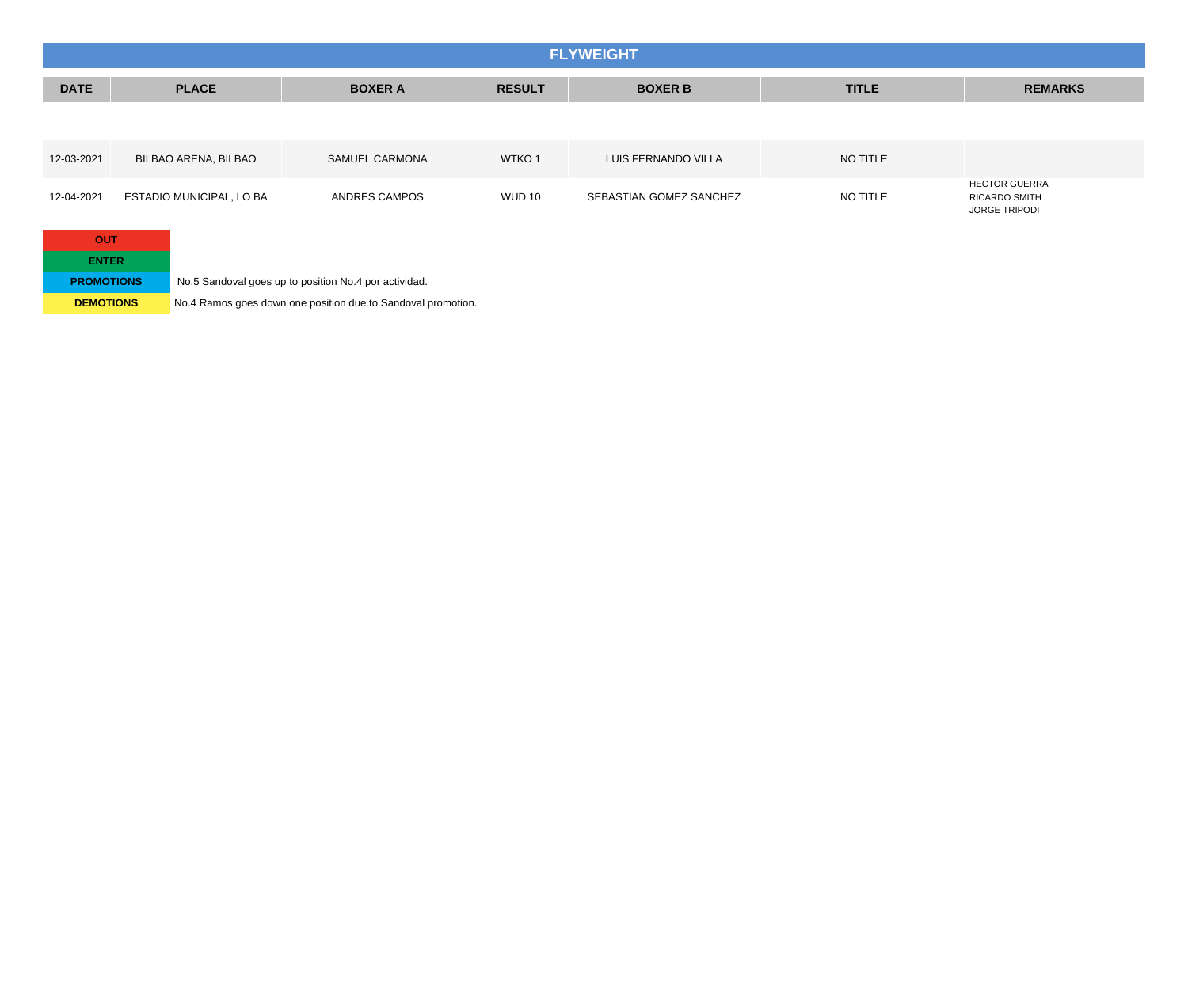## FLYWEIGHT

| DATE | PLACE | BOXER A | RESULT | BOXER B | TITLE | REMARKS |
|---|---|---|---|---|---|---|
| 12-03-2021 | BILBAO ARENA, BILBAO | SAMUEL CARMONA | WTKO 1 | LUIS FERNANDO VILLA | NO TITLE | |
| 12-04-2021 | ESTADIO MUNICIPAL, LO BA | ANDRES CAMPOS | WUD 10 | SEBASTIAN GOMEZ SANCHEZ | NO TITLE | HECTOR GUERRA<br>RICARDO SMITH<br>JORGE TRIPODI |

| | |
|---|---|
| **OUT** | |
| **ENTER** | |
| **PROMOTIONS** | No.5 Sandoval goes up to position No.4 por actividad. |
| **DEMOTIONS** | No.4 Ramos goes down one position due to Sandoval promotion. |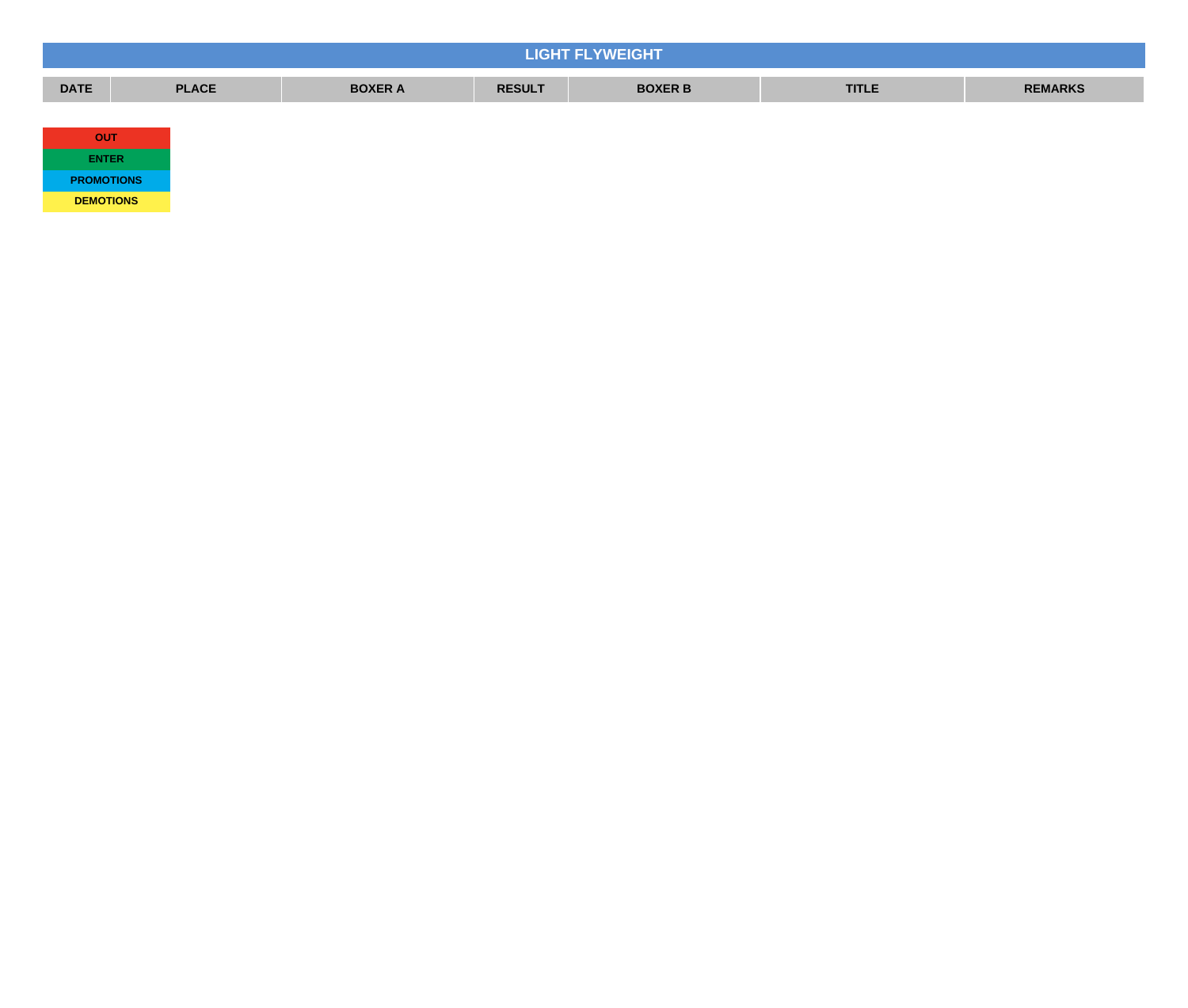# LIGHT FLYWEIGHT

| DATE | PLACE | BOXER A | RESULT | BOXER B | TITLE | REMARKS |
|---|---|---|---|---|---|---|

| |
|---|
| OUT |
| ENTER |
| PROMOTIONS |
| DEMOTIONS |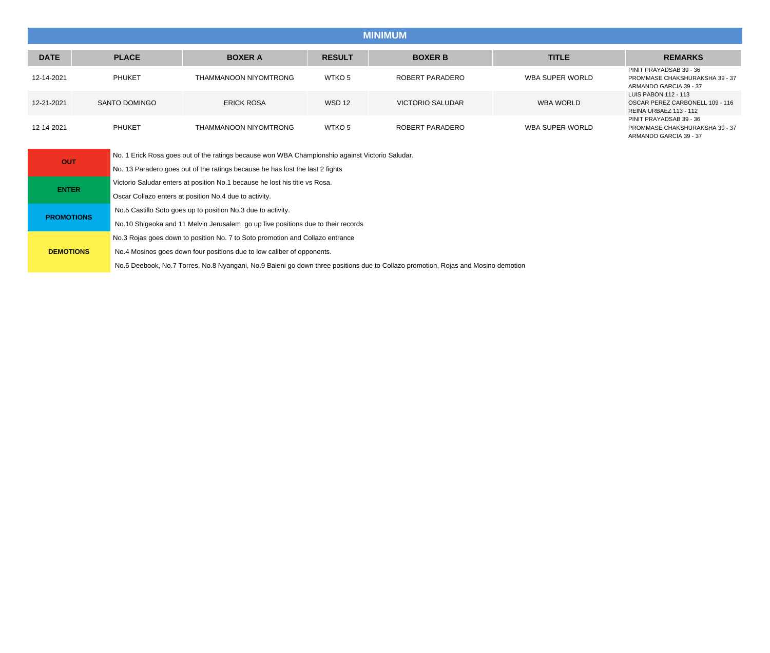## MINIMUM

| DATE | PLACE | BOXER A | RESULT | BOXER B | TITLE | REMARKS |
|---|---|---|---|---|---|---|
| 12-14-2021 | PHUKET | THAMMANOON NIYOMTRONG | WTKO 5 | ROBERT PARADERO | WBA SUPER WORLD | PINIT PRAYADSAB 39 - 36<br>PROMMASE CHAKSHURAKSHA 39 - 37<br>ARMANDO GARCIA 39 - 37 |
| 12-21-2021 | SANTO DOMINGO | ERICK ROSA | WSD 12 | VICTORIO SALUDAR | WBA WORLD | LUIS PABON 112 - 113<br>OSCAR PEREZ CARBONELL 109 - 116<br>REINA URBAEZ 113 - 112 |
| 12-14-2021 | PHUKET | THAMMANOON NIYOMTRONG | WTKO 5 | ROBERT PARADERO | WBA SUPER WORLD | PINIT PRAYADSAB 39 - 36<br>PROMMASE CHAKSHURAKSHA 39 - 37<br>ARMANDO GARCIA 39 - 37 |

| | |
|---|---|
| **OUT** | No. 1 Erick Rosa goes out of the ratings because won WBA Championship against Victorio Saludar. |
| | No. 13 Paradero goes out of the ratings because he has lost the last 2 fights |
| **ENTER** | Victorio Saludar enters at position No.1 because he lost his title vs Rosa. |
| | Oscar Collazo enters at position No.4 due to activity. |
| **PROMOTIONS** | No.5 Castillo Soto goes up to position No.3 due to activity. |
| | No.10 Shigeoka and 11 Melvin Jerusalem go up five positions due to their records |
| **DEMOTIONS** | No.3 Rojas goes down to position No. 7 to Soto promotion and Collazo entrance |
| | No.4 Mosinos goes down four positions due to low caliber of opponents. |
| | No.6 Deebook, No.7 Torres, No.8 Nyangani, No.9 Baleni go down three positions due to Collazo promotion, Rojas and Mosino demotion |